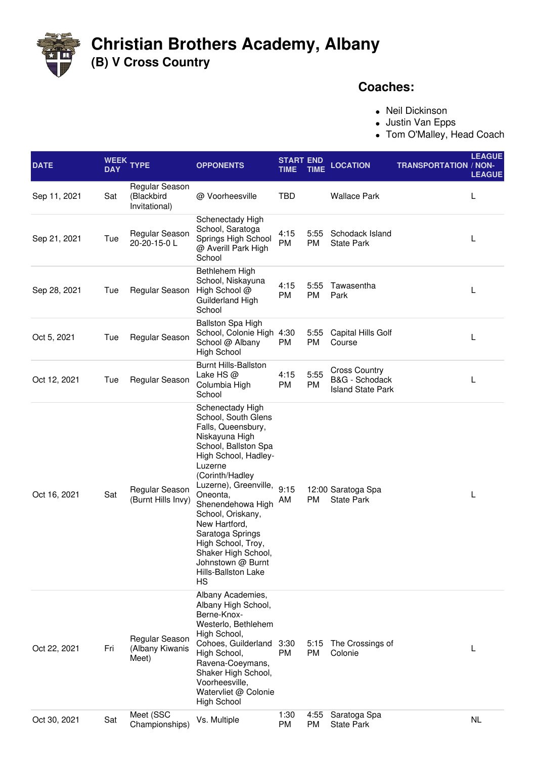# Christian Brothers Academy, Albany

## (B) V Cross Country

### Coaches:

- Neil Dickinson
- Justin Van Epps
- Tom O'Malley, Head Coach

| DATE | WEEK DAY | TYPE | OPPONENTS | START TIME | END TIME | LOCATION | TRANSPORTATION | LEAGUE / NON-LEAGUE |
|---|---|---|---|---|---|---|---|---|
| Sep 11, 2021 | Sat | Regular Season (Blackbird Invitational) | @ Voorheesville | TBD | | Wallace Park | | L |
| Sep 21, 2021 | Tue | Regular Season 20-20-15-0 L | Schenectady High School, Saratoga Springs High School @ Averill Park High School | 4:15 PM | 5:55 PM | Schodack Island State Park | | L |
| Sep 28, 2021 | Tue | Regular Season | Bethlehem High School, Niskayuna High School @ Guilderland High School | 4:15 PM | 5:55 PM | Tawasentha Park | | L |
| Oct 5, 2021 | Tue | Regular Season | Ballston Spa High School, Colonie High School @ Albany High School | 4:30 PM | 5:55 PM | Capital Hills Golf Course | | L |
| Oct 12, 2021 | Tue | Regular Season | Burnt Hills-Ballston Lake HS @ Columbia High School | 4:15 PM | 5:55 PM | Cross Country B&G - Schodack Island State Park | | L |
| Oct 16, 2021 | Sat | Regular Season (Burnt Hills Invy) | Schenectady High School, South Glens Falls, Queensbury, Niskayuna High School, Ballston Spa High School, Hadley-Luzerne (Corinth/Hadley Luzerne), Greenville, Oneonta, Shenendehowa High School, Oriskany, New Hartford, Saratoga Springs High School, Troy, Shaker High School, Johnstown @ Burnt Hills-Ballston Lake HS | 9:15 AM | 12:00 PM | Saratoga Spa State Park | | L |
| Oct 22, 2021 | Fri | Regular Season (Albany Kiwanis Meet) | Albany Academies, Albany High School, Berne-Knox-Westerlo, Bethlehem High School, Cohoes, Guilderland High School, Ravena-Coeymans, Shaker High School, Voorheesville, Watervliet @ Colonie High School | 3:30 PM | 5:15 PM | The Crossings of Colonie | | L |
| Oct 30, 2021 | Sat | Meet (SSC Championships) | Vs. Multiple | 1:30 PM | 4:55 PM | Saratoga Spa State Park | | NL |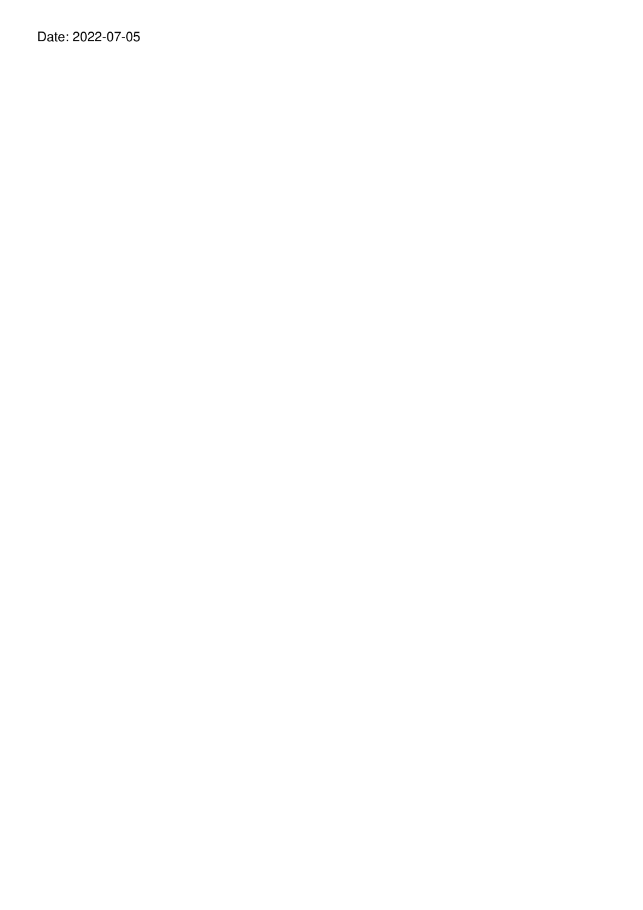Date: 2022-07-05